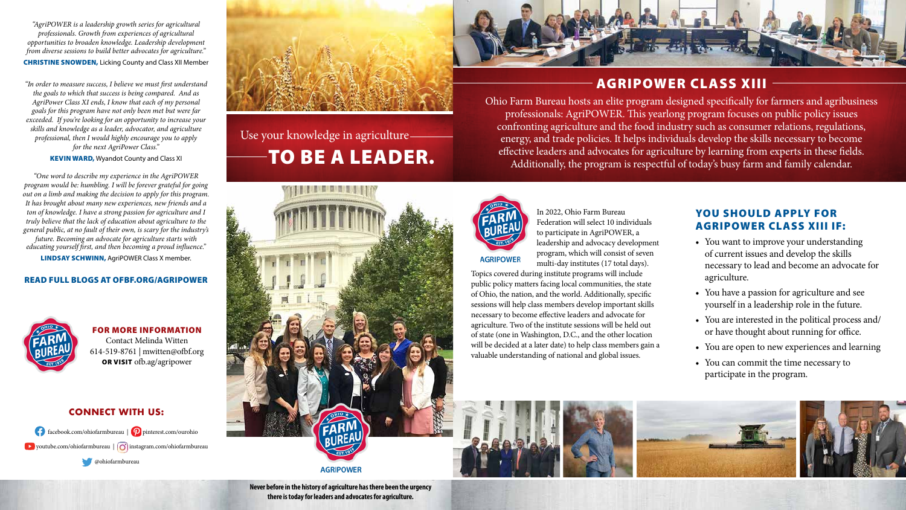*"AgriPOWER is a leadership growth series for agricultural professionals. Growth from experiences of agricultural opportunities to broaden knowledge. Leadership development from diverse sessions to build better advocates for agriculture."*

**CHRISTINE SNOWDEN,** Licking County and Class XII Member

*"In order to measure success, I believe we must first understand the goals to which that success is being compared. And as AgriPower Class XI ends, I know that each of my personal goals for this program have not only been met but were far exceeded. If you're looking for an opportunity to increase your skills and knowledge as a leader, advocator, and agriculture professional, then I would highly encourage you to apply for the next AgriPower Class."*

**KEVIN WARD,** Wyandot County and Class XI

*"One word to describe my experience in the AgriPOWER program would be: humbling. I will be forever grateful for going out on a limb and making the decision to apply for this program. It has brought about many new experiences, new friends and a ton of knowledge. I have a strong passion for agriculture and I truly believe that the lack of education about agriculture to the general public, at no fault of their own, is scary for the industry's future. Becoming an advocate for agriculture starts with educating yourself first, and then becoming a proud influence."*

**LINDSAY SCHWINN,** AgriPOWER Class X member.

**READ FULL BLOGS AT OFBF.ORG/AGRIPOWER**

**FOR MORE INFORMATION**

Contact Melinda Witten
614-519-8761 | mwitten@ofbf.org
**OR VISIT** ofb.ag/agripower

**CONNECT WITH US:**

facebook.com/ohiofarmbureau | pinterest.com/ourohio
youtube.com/ohiofarmbureau | instagram.com/ohiofarmbureau
@ohiofarmbureau

Use your knowledge in agriculture

# TO BE A LEADER.

## AGRIPOWER CLASS XIII

Ohio Farm Bureau hosts an elite program designed specifically for farmers and agribusiness professionals: AgriPOWER. This yearlong program focuses on public policy issues confronting agriculture and the food industry such as consumer relations, regulations, energy, and trade policies. It helps individuals develop the skills necessary to become effective leaders and advocates for agriculture by learning from experts in these fields. Additionally, the program is respectful of today's busy farm and family calendar.

In 2022, Ohio Farm Bureau Federation will select 10 individuals to participate in AgriPOWER, a leadership and advocacy development program, which will consist of seven multi-day institutes (17 total days). Topics covered during institute programs will include public policy matters facing local communities, the state of Ohio, the nation, and the world. Additionally, specific sessions will help class members develop important skills necessary to become effective leaders and advocate for agriculture. Two of the institute sessions will be held out of state (one in Washington, D.C., and the other location will be decided at a later date) to help class members gain a valuable understanding of national and global issues.

### YOU SHOULD APPLY FOR AGRIPOWER CLASS XIII IF:

- You want to improve your understanding of current issues and develop the skills necessary to lead and become an advocate for agriculture.
- You have a passion for agriculture and see yourself in a leadership role in the future.
- You are interested in the political process and/or have thought about running for office.
- You are open to new experiences and learning
- You can commit the time necessary to participate in the program.

**Never before in the history of agriculture has there been the urgency there is today for leaders and advocates for agriculture.**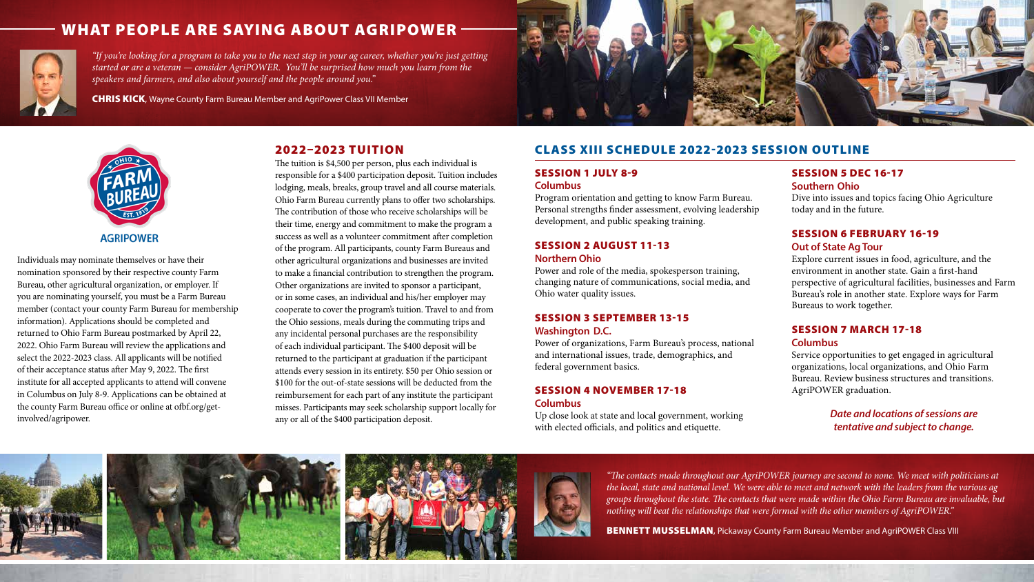## WHAT PEOPLE ARE SAYING ABOUT AGRIPOWER

*"If you're looking for a program to take you to the next step in your ag career, whether you're just getting started or are a veteran — consider AgriPOWER. You'll be surprised how much you learn from the speakers and farmers, and also about yourself and the people around you."*

**CHRIS KICK**, Wayne County Farm Bureau Member and AgriPower Class VII Member

AGRIPOWER

Individuals may nominate themselves or have their nomination sponsored by their respective county Farm Bureau, other agricultural organization, or employer. If you are nominating yourself, you must be a Farm Bureau member (contact your county Farm Bureau for membership information). Applications should be completed and returned to Ohio Farm Bureau postmarked by April 22, 2022. Ohio Farm Bureau will review the applications and select the 2022-2023 class. All applicants will be notified of their acceptance status after May 9, 2022. The first institute for all accepted applicants to attend will convene in Columbus on July 8-9. Applications can be obtained at the county Farm Bureau office or online at ofbf.org/get-involved/agripower.

## 2022–2023 TUITION

The tuition is $4,500 per person, plus each individual is responsible for a $400 participation deposit. Tuition includes lodging, meals, breaks, group travel and all course materials. Ohio Farm Bureau currently plans to offer two scholarships. The contribution of those who receive scholarships will be their time, energy and commitment to make the program a success as well as a volunteer commitment after completion of the program. All participants, county Farm Bureaus and other agricultural organizations and businesses are invited to make a financial contribution to strengthen the program. Other organizations are invited to sponsor a participant, or in some cases, an individual and his/her employer may cooperate to cover the program's tuition. Travel to and from the Ohio sessions, meals during the commuting trips and any incidental personal purchases are the responsibility of each individual participant. The $400 deposit will be returned to the participant at graduation if the participant attends every session in its entirety. $50 per Ohio session or $100 for the out-of-state sessions will be deducted from the reimbursement for each part of any institute the participant misses. Participants may seek scholarship support locally for any or all of the $400 participation deposit.

## CLASS XIII SCHEDULE 2022-2023 SESSION OUTLINE

### SESSION 1 JULY 8-9
**Columbus**

Program orientation and getting to know Farm Bureau. Personal strengths finder assessment, evolving leadership development, and public speaking training.

### SESSION 2 AUGUST 11-13
**Northern Ohio**

Power and role of the media, spokesperson training, changing nature of communications, social media, and Ohio water quality issues.

### SESSION 3 SEPTEMBER 13-15
**Washington D.C.**

Power of organizations, Farm Bureau's process, national and international issues, trade, demographics, and federal government basics.

### SESSION 4 NOVEMBER 17-18
**Columbus**

Up close look at state and local government, working with elected officials, and politics and etiquette.

### SESSION 5 DEC 16-17
**Southern Ohio**

Dive into issues and topics facing Ohio Agriculture today and in the future.

### SESSION 6 FEBRUARY 16-19
**Out of State Ag Tour**

Explore current issues in food, agriculture, and the environment in another state. Gain a first-hand perspective of agricultural facilities, businesses and Farm Bureau's role in another state. Explore ways for Farm Bureaus to work together.

### SESSION 7 MARCH 17-18
**Columbus**

Service opportunities to get engaged in agricultural organizations, local organizations, and Ohio Farm Bureau. Review business structures and transitions. AgriPOWER graduation.

***Date and locations of sessions are tentative and subject to change.***

*"The contacts made throughout our AgriPOWER journey are second to none. We meet with politicians at the local, state and national level. We were able to meet and network with the leaders from the various ag groups throughout the state. The contacts that were made within the Ohio Farm Bureau are invaluable, but nothing will beat the relationships that were formed with the other members of AgriPOWER."*

**BENNETT MUSSELMAN**, Pickaway County Farm Bureau Member and AgriPOWER Class VIII